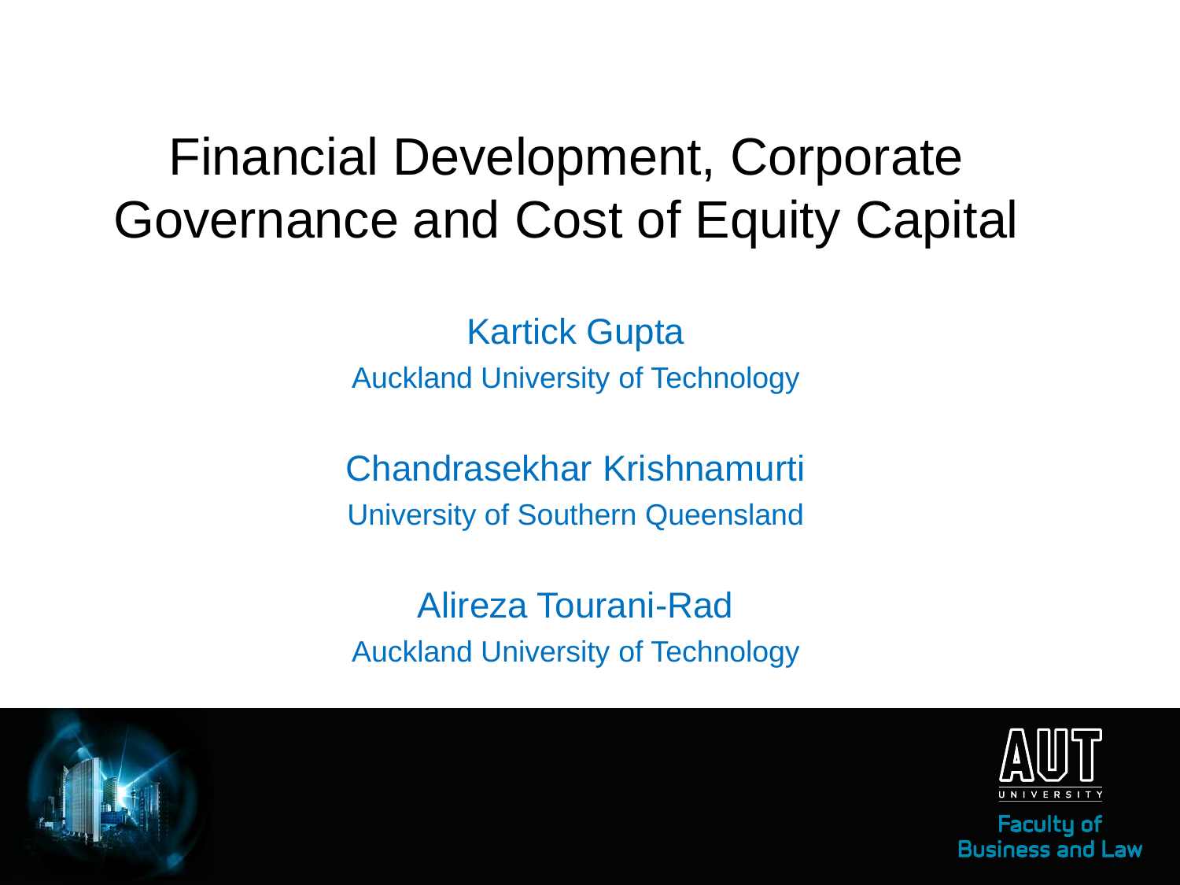# Financial Development, Corporate Governance and Cost of Equity Capital

Kartick Gupta

Auckland University of Technology

Chandrasekhar Krishnamurti

University of Southern Queensland

Alireza Tourani-Rad

Auckland University of Technology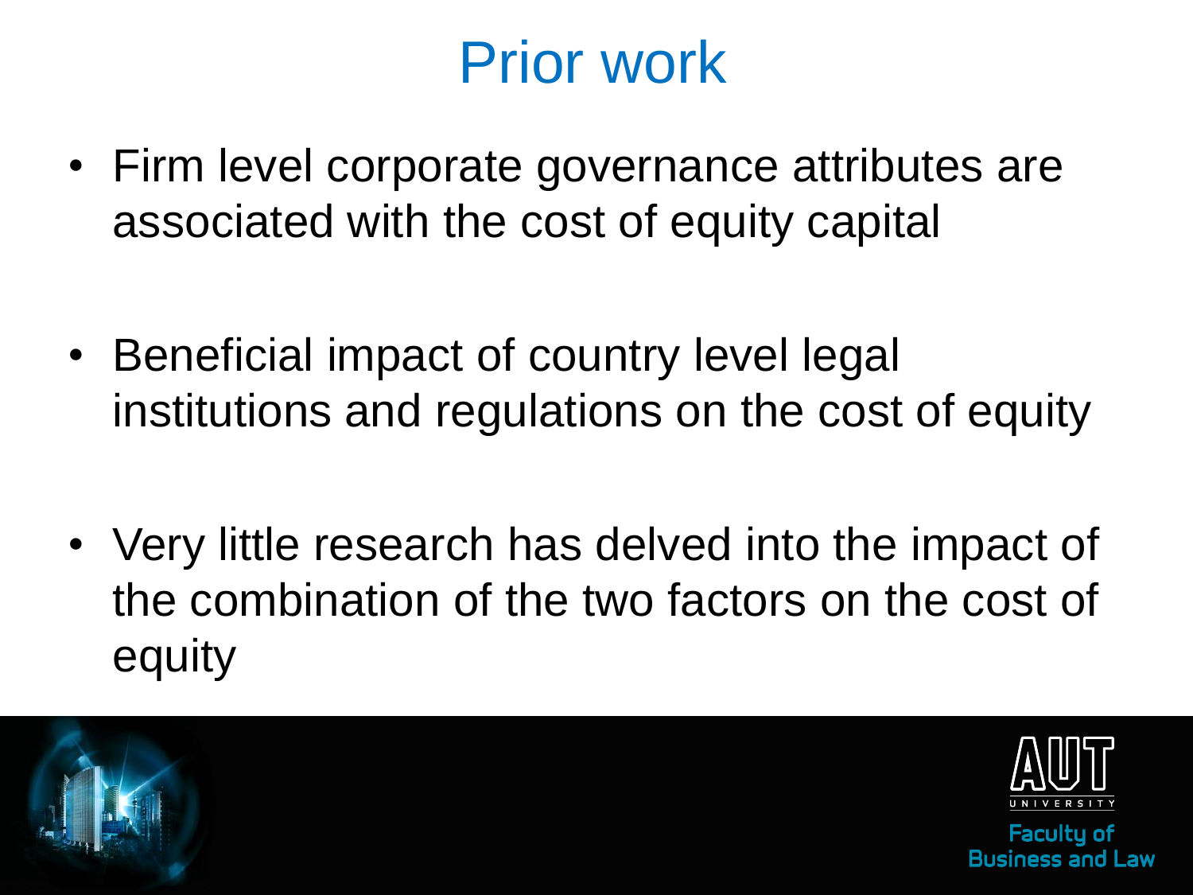# Prior work

- Firm level corporate governance attributes are associated with the cost of equity capital
- Beneficial impact of country level legal institutions and regulations on the cost of equity
- Very little research has delved into the impact of the combination of the two factors on the cost of equity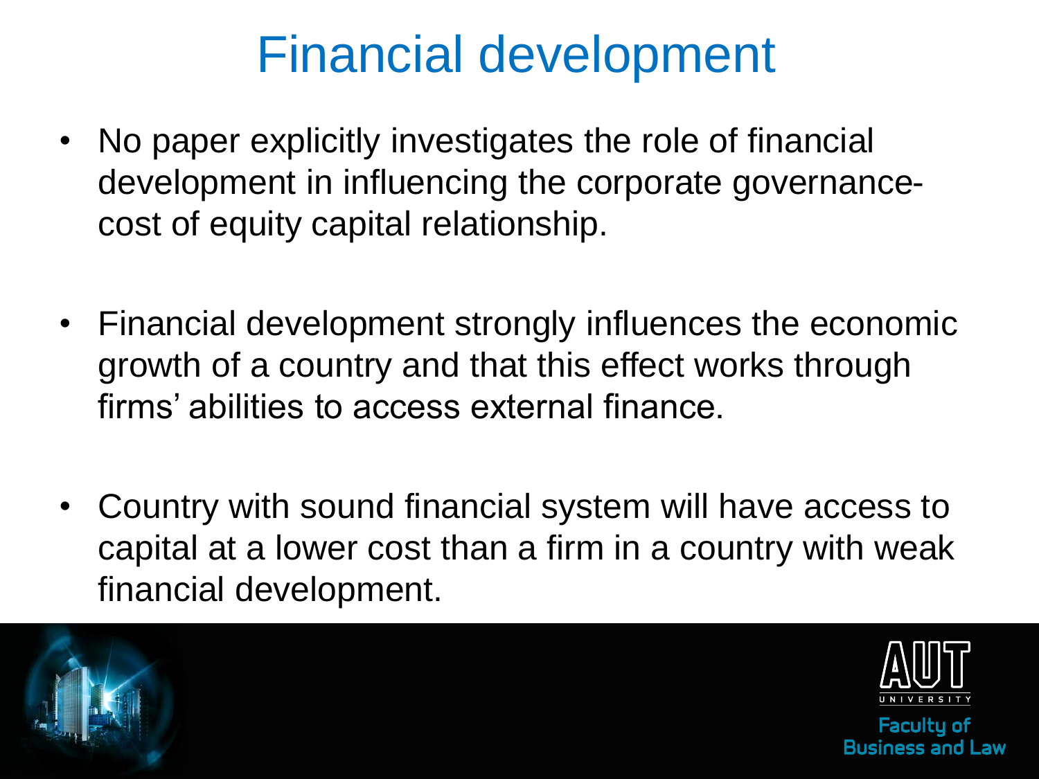# Financial development

- No paper explicitly investigates the role of financial development in influencing the corporate governance-cost of equity capital relationship.

- Financial development strongly influences the economic growth of a country and that this effect works through firms' abilities to access external finance.

- Country with sound financial system will have access to capital at a lower cost than a firm in a country with weak financial development.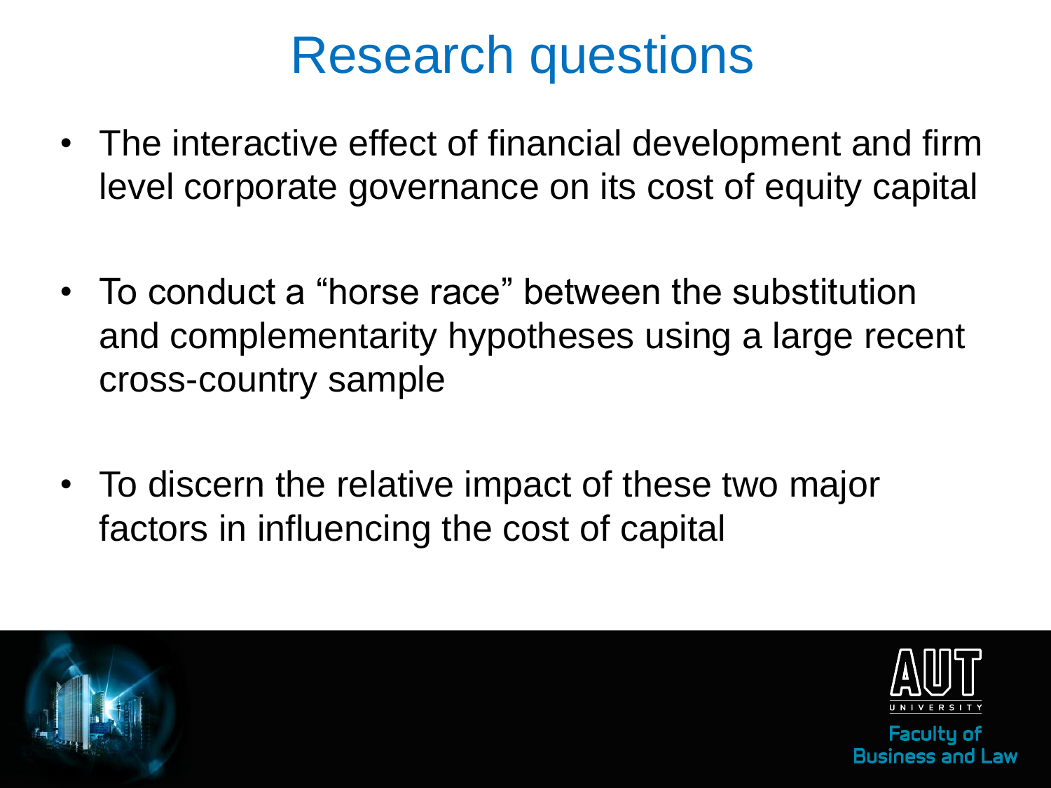# Research questions

- The interactive effect of financial development and firm level corporate governance on its cost of equity capital
- To conduct a "horse race" between the substitution and complementarity hypotheses using a large recent cross-country sample
- To discern the relative impact of these two major factors in influencing the cost of capital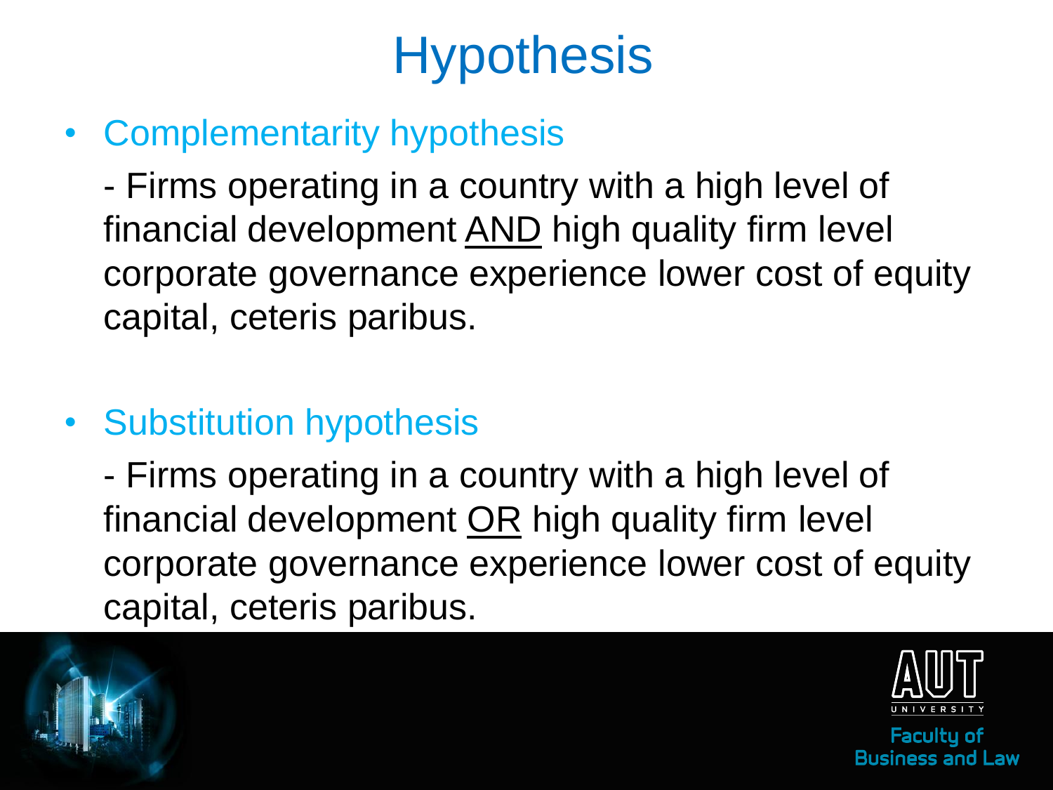# Hypothesis

- Complementarity hypothesis

  - Firms operating in a country with a high level of financial development <u>AND</u> high quality firm level corporate governance experience lower cost of equity capital, ceteris paribus.

- Substitution hypothesis

  - Firms operating in a country with a high level of financial development <u>OR</u> high quality firm level corporate governance experience lower cost of equity capital, ceteris paribus.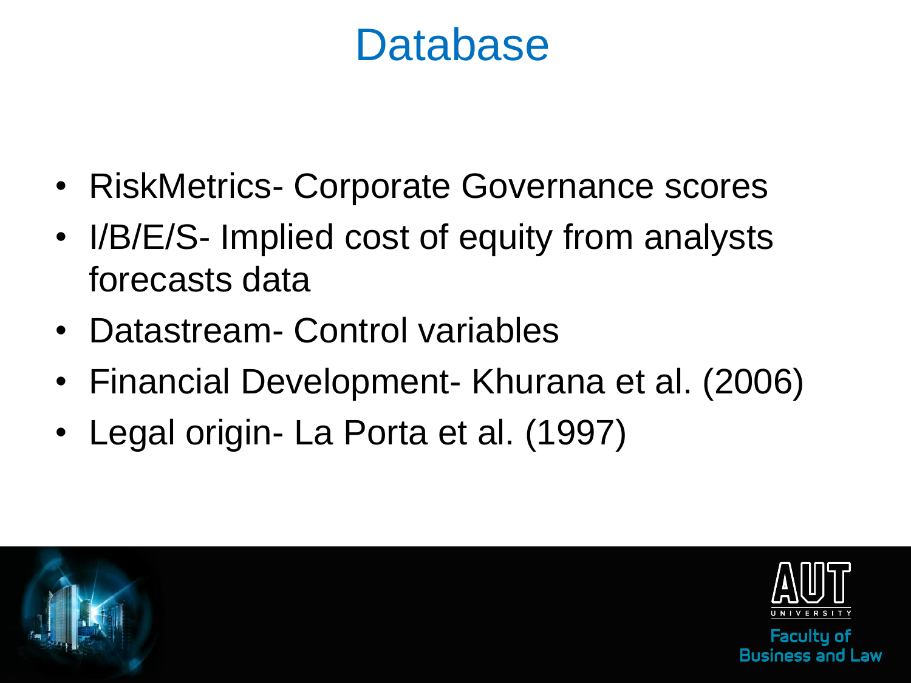# Database

- RiskMetrics- Corporate Governance scores
- I/B/E/S- Implied cost of equity from analysts forecasts data
- Datastream- Control variables
- Financial Development- Khurana et al. (2006)
- Legal origin- La Porta et al. (1997)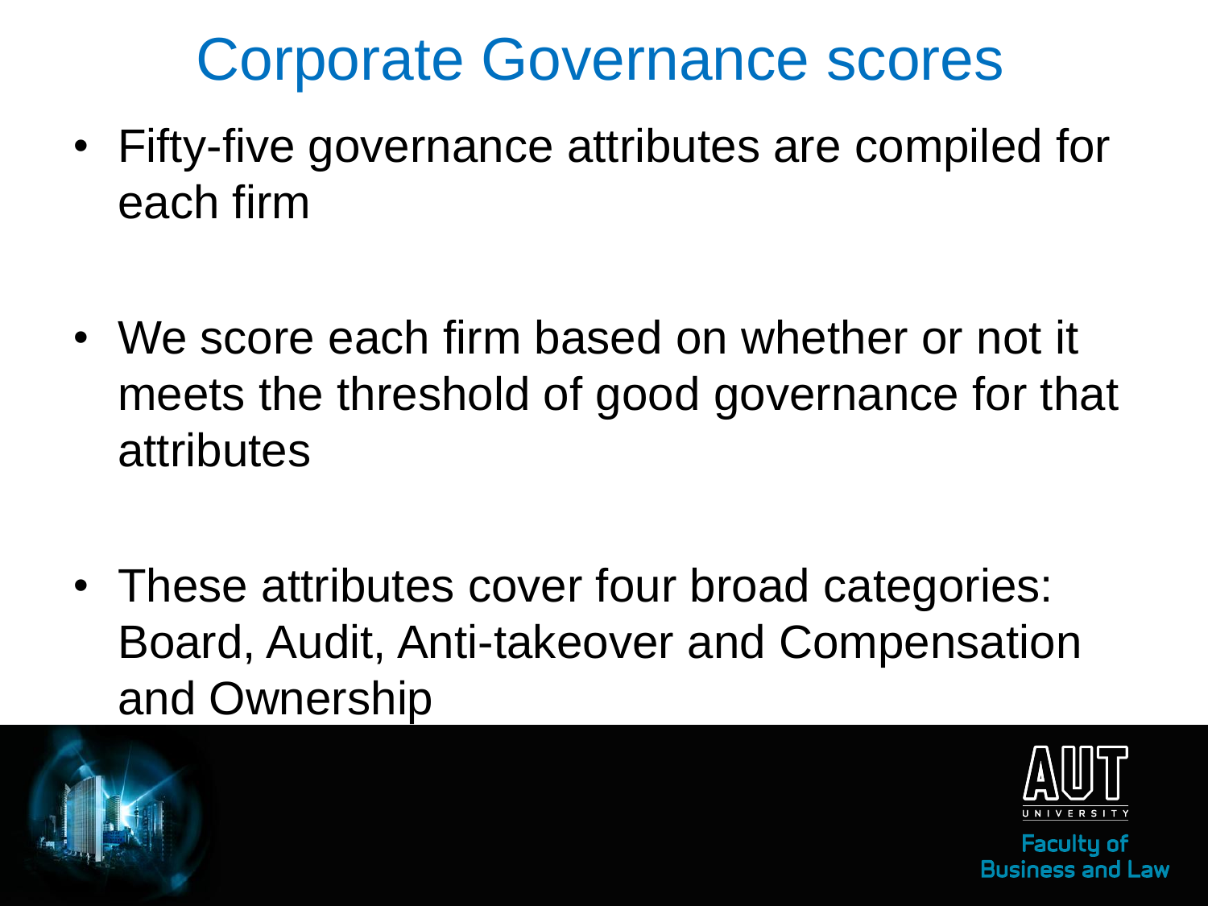# Corporate Governance scores

- Fifty-five governance attributes are compiled for each firm
- We score each firm based on whether or not it meets the threshold of good governance for that attributes
- These attributes cover four broad categories: Board, Audit, Anti-takeover and Compensation and Ownership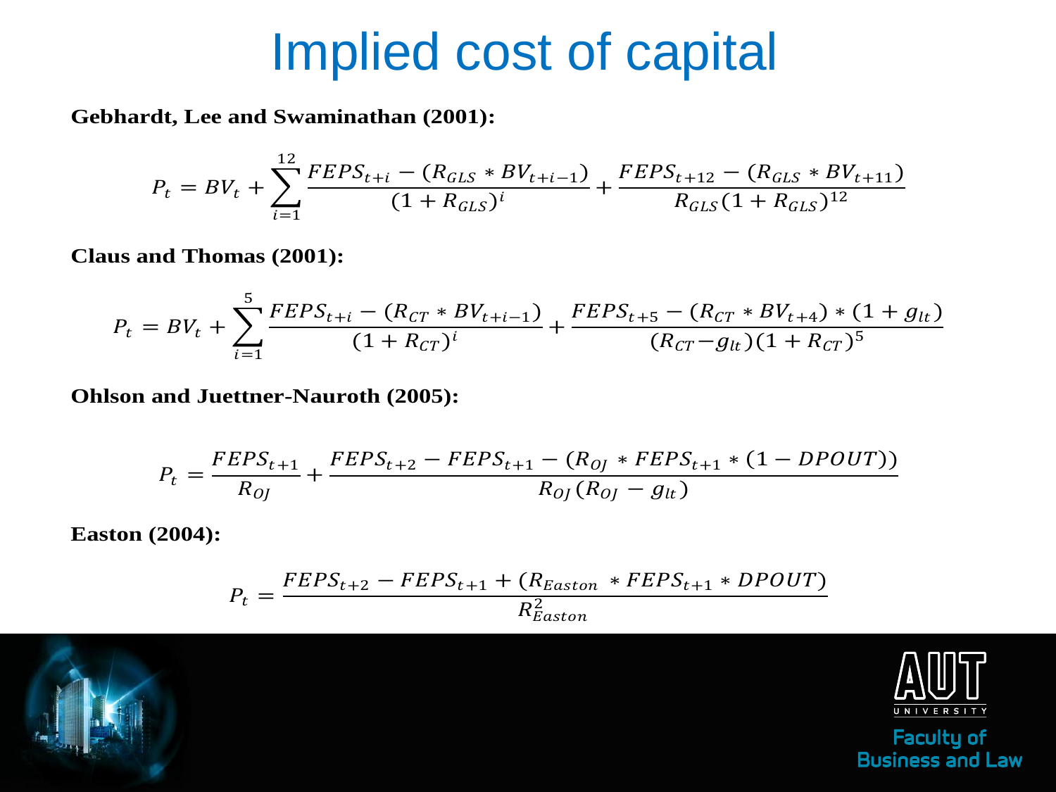# Implied cost of capital

**Gebhardt, Lee and Swaminathan (2001):**

$$P_t = BV_t + \sum_{i=1}^{12} \frac{FEPS_{t+i} - (R_{GLS} * BV_{t+i-1})}{(1 + R_{GLS})^i} + \frac{FEPS_{t+12} - (R_{GLS} * BV_{t+11})}{R_{GLS}(1 + R_{GLS})^{12}}$$

**Claus and Thomas (2001):**

$$P_t = BV_t + \sum_{i=1}^{5} \frac{FEPS_{t+i} - (R_{CT} * BV_{t+i-1})}{(1 + R_{CT})^i} + \frac{FEPS_{t+5} - (R_{CT} * BV_{t+4}) * (1 + g_{lt})}{(R_{CT} - g_{lt})(1 + R_{CT})^5}$$

**Ohlson and Juettner-Nauroth (2005):**

$$P_t = \frac{FEPS_{t+1}}{R_{OJ}} + \frac{FEPS_{t+2} - FEPS_{t+1} - (R_{OJ} * FEPS_{t+1} * (1 - DPOUT))}{R_{OJ}(R_{OJ} - g_{lt})}$$

**Easton (2004):**

$$P_t = \frac{FEPS_{t+2} - FEPS_{t+1} + (R_{Easton} * FEPS_{t+1} * DPOUT)}{R_{Easton}^2}$$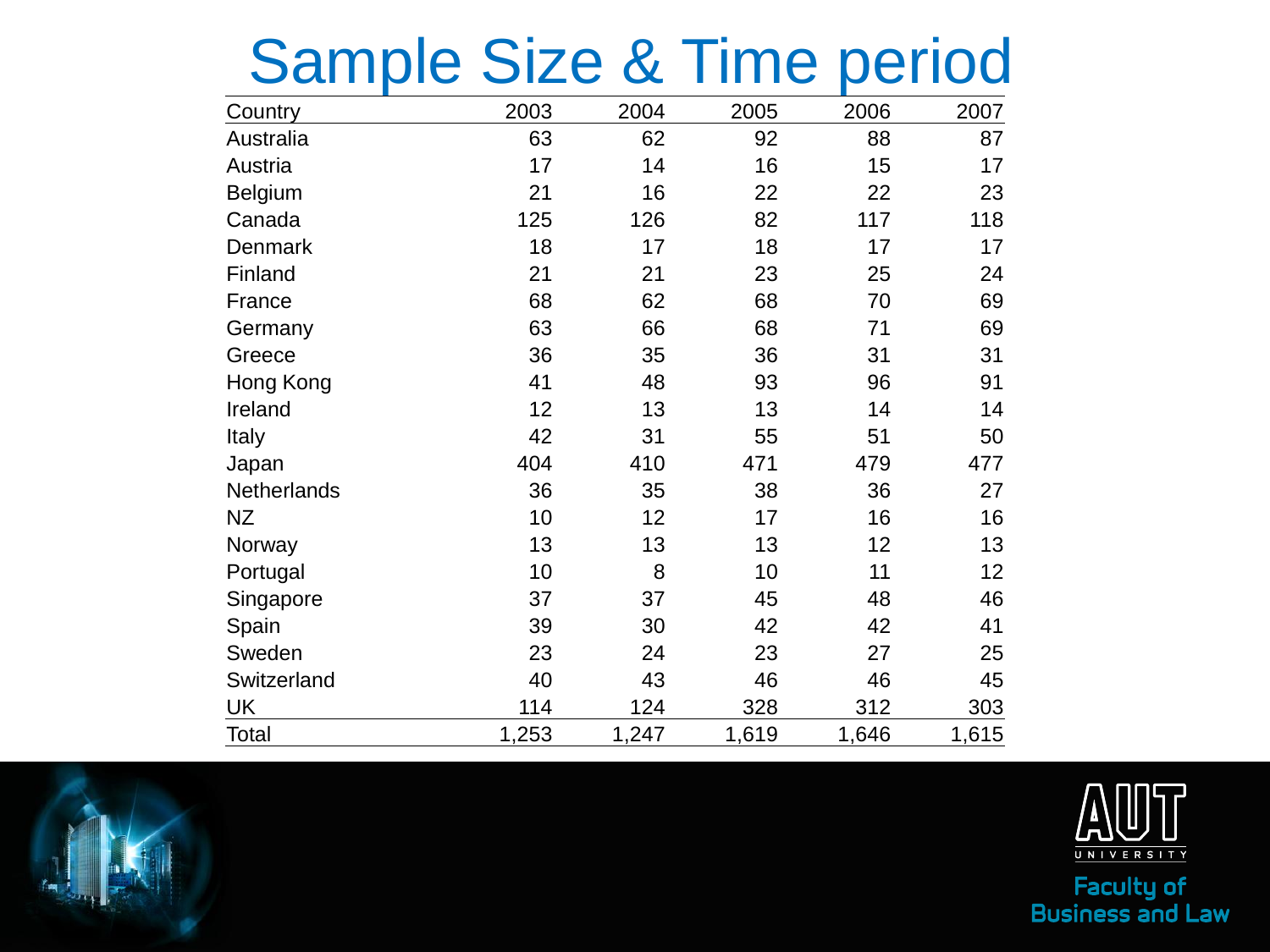# Sample Size & Time period

| Country | 2003 | 2004 | 2005 | 2006 | 2007 |
|---|---|---|---|---|---|
| Australia | 63 | 62 | 92 | 88 | 87 |
| Austria | 17 | 14 | 16 | 15 | 17 |
| Belgium | 21 | 16 | 22 | 22 | 23 |
| Canada | 125 | 126 | 82 | 117 | 118 |
| Denmark | 18 | 17 | 18 | 17 | 17 |
| Finland | 21 | 21 | 23 | 25 | 24 |
| France | 68 | 62 | 68 | 70 | 69 |
| Germany | 63 | 66 | 68 | 71 | 69 |
| Greece | 36 | 35 | 36 | 31 | 31 |
| Hong Kong | 41 | 48 | 93 | 96 | 91 |
| Ireland | 12 | 13 | 13 | 14 | 14 |
| Italy | 42 | 31 | 55 | 51 | 50 |
| Japan | 404 | 410 | 471 | 479 | 477 |
| Netherlands | 36 | 35 | 38 | 36 | 27 |
| NZ | 10 | 12 | 17 | 16 | 16 |
| Norway | 13 | 13 | 13 | 12 | 13 |
| Portugal | 10 | 8 | 10 | 11 | 12 |
| Singapore | 37 | 37 | 45 | 48 | 46 |
| Spain | 39 | 30 | 42 | 42 | 41 |
| Sweden | 23 | 24 | 23 | 27 | 25 |
| Switzerland | 40 | 43 | 46 | 46 | 45 |
| UK | 114 | 124 | 328 | 312 | 303 |
| Total | 1,253 | 1,247 | 1,619 | 1,646 | 1,615 |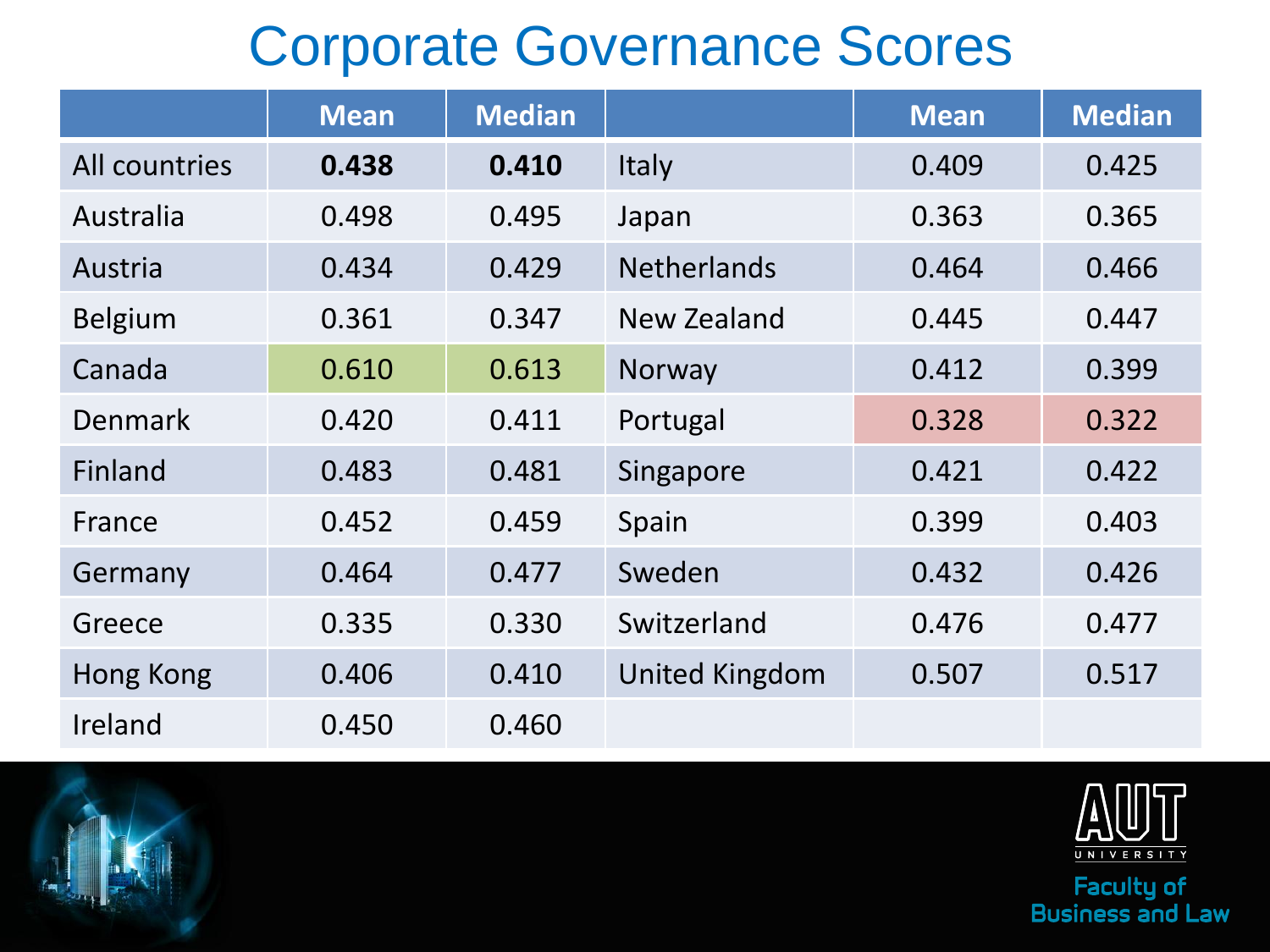# Corporate Governance Scores

| | Mean | Median | | Mean | Median |
|---|---|---|---|---|---|
| All countries | **0.438** | **0.410** | Italy | 0.409 | 0.425 |
| Australia | 0.498 | 0.495 | Japan | 0.363 | 0.365 |
| Austria | 0.434 | 0.429 | Netherlands | 0.464 | 0.466 |
| Belgium | 0.361 | 0.347 | New Zealand | 0.445 | 0.447 |
| Canada | 0.610 | 0.613 | Norway | 0.412 | 0.399 |
| Denmark | 0.420 | 0.411 | Portugal | 0.328 | 0.322 |
| Finland | 0.483 | 0.481 | Singapore | 0.421 | 0.422 |
| France | 0.452 | 0.459 | Spain | 0.399 | 0.403 |
| Germany | 0.464 | 0.477 | Sweden | 0.432 | 0.426 |
| Greece | 0.335 | 0.330 | Switzerland | 0.476 | 0.477 |
| Hong Kong | 0.406 | 0.410 | United Kingdom | 0.507 | 0.517 |
| Ireland | 0.450 | 0.460 | | | |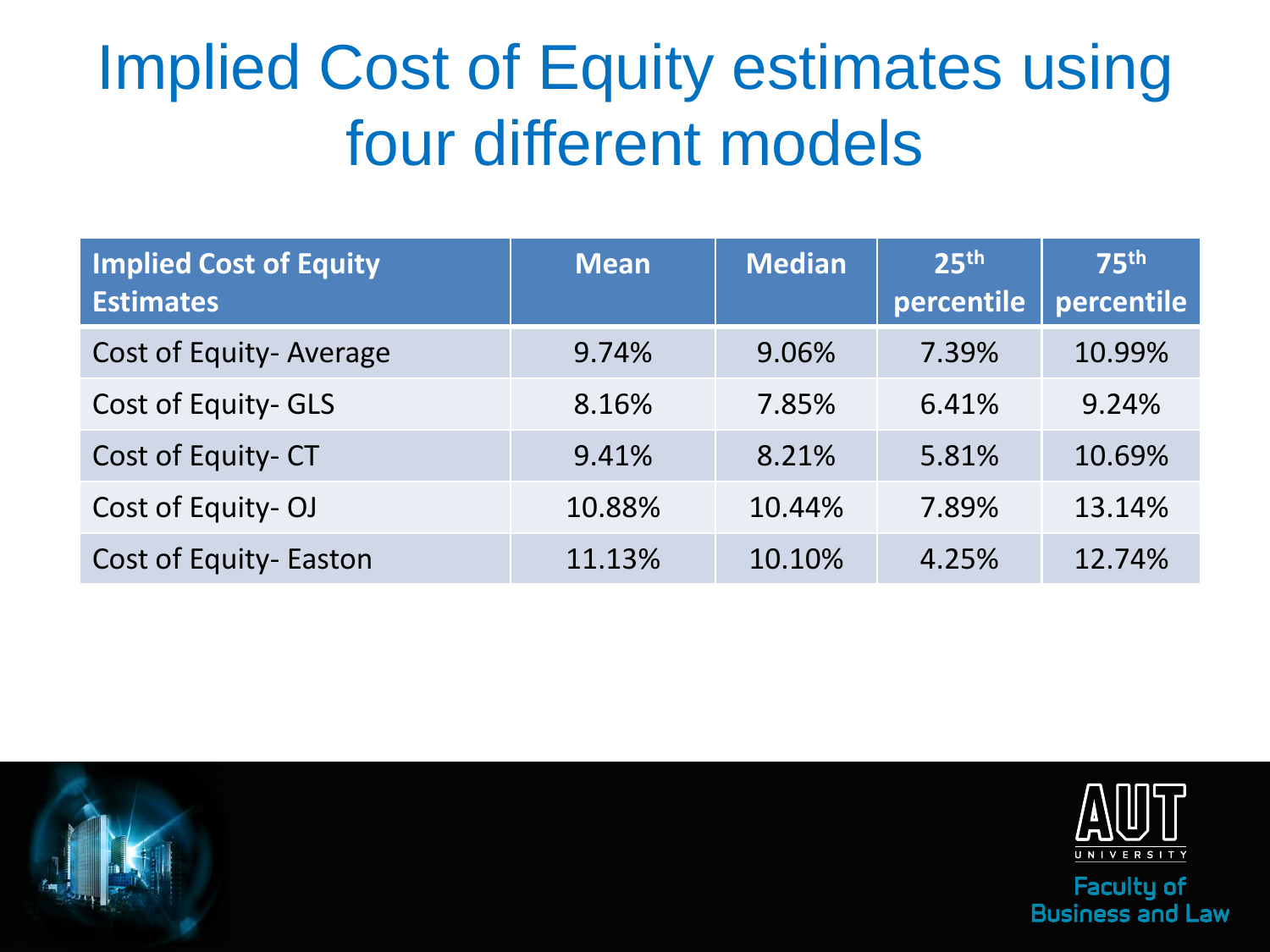# Implied Cost of Equity estimates using four different models

| Implied Cost of Equity Estimates | Mean | Median | 25th percentile | 75th percentile |
|---|---|---|---|---|
| Cost of Equity- Average | 9.74% | 9.06% | 7.39% | 10.99% |
| Cost of Equity- GLS | 8.16% | 7.85% | 6.41% | 9.24% |
| Cost of Equity- CT | 9.41% | 8.21% | 5.81% | 10.69% |
| Cost of Equity- OJ | 10.88% | 10.44% | 7.89% | 13.14% |
| Cost of Equity- Easton | 11.13% | 10.10% | 4.25% | 12.74% |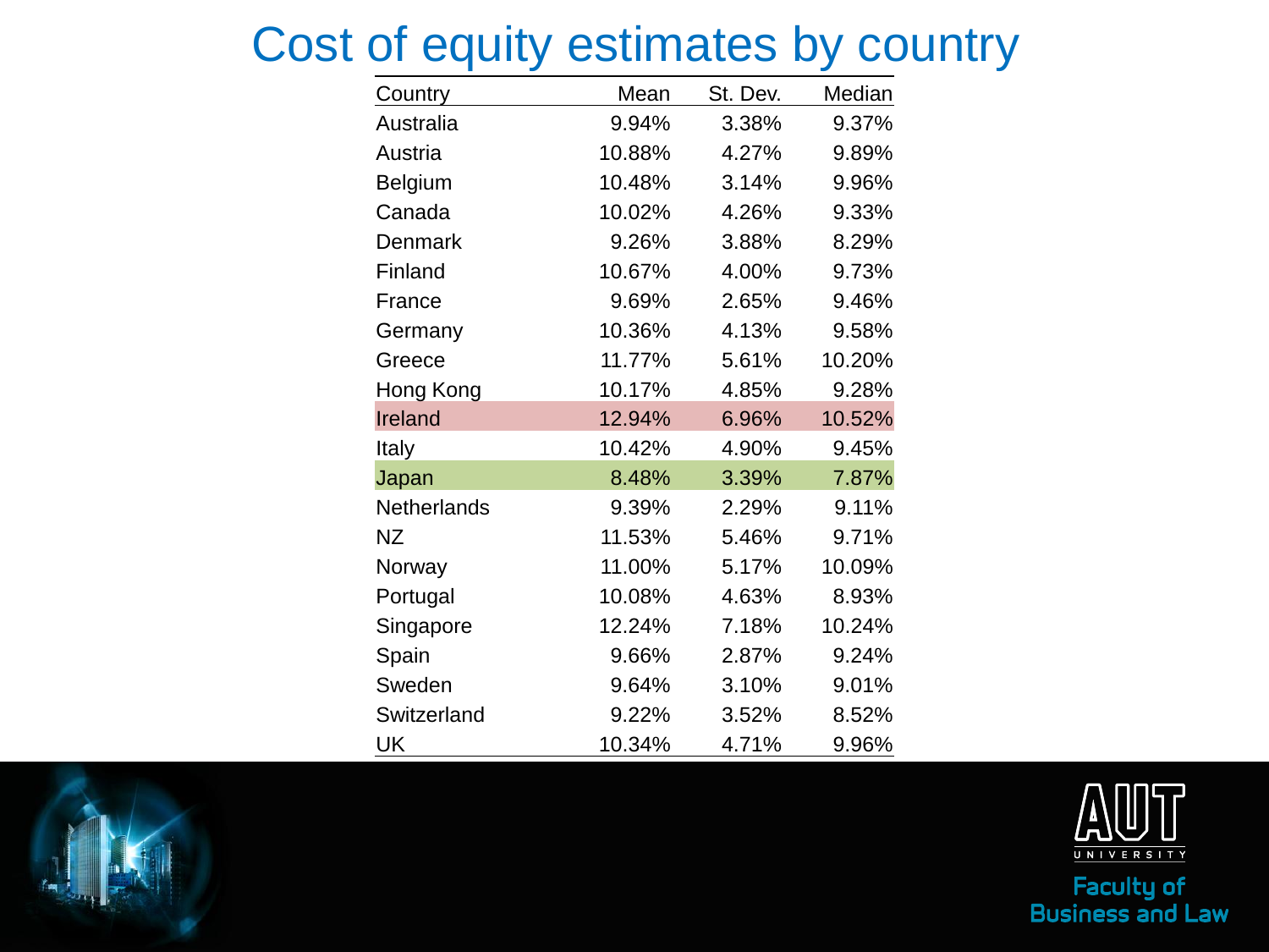# Cost of equity estimates by country

| Country | Mean | St. Dev. | Median |
|---|---|---|---|
| Australia | 9.94% | 3.38% | 9.37% |
| Austria | 10.88% | 4.27% | 9.89% |
| Belgium | 10.48% | 3.14% | 9.96% |
| Canada | 10.02% | 4.26% | 9.33% |
| Denmark | 9.26% | 3.88% | 8.29% |
| Finland | 10.67% | 4.00% | 9.73% |
| France | 9.69% | 2.65% | 9.46% |
| Germany | 10.36% | 4.13% | 9.58% |
| Greece | 11.77% | 5.61% | 10.20% |
| Hong Kong | 10.17% | 4.85% | 9.28% |
| Ireland | 12.94% | 6.96% | 10.52% |
| Italy | 10.42% | 4.90% | 9.45% |
| Japan | 8.48% | 3.39% | 7.87% |
| Netherlands | 9.39% | 2.29% | 9.11% |
| NZ | 11.53% | 5.46% | 9.71% |
| Norway | 11.00% | 5.17% | 10.09% |
| Portugal | 10.08% | 4.63% | 8.93% |
| Singapore | 12.24% | 7.18% | 10.24% |
| Spain | 9.66% | 2.87% | 9.24% |
| Sweden | 9.64% | 3.10% | 9.01% |
| Switzerland | 9.22% | 3.52% | 8.52% |
| UK | 10.34% | 4.71% | 9.96% |

AUT UNIVERSITY
Faculty of Business and Law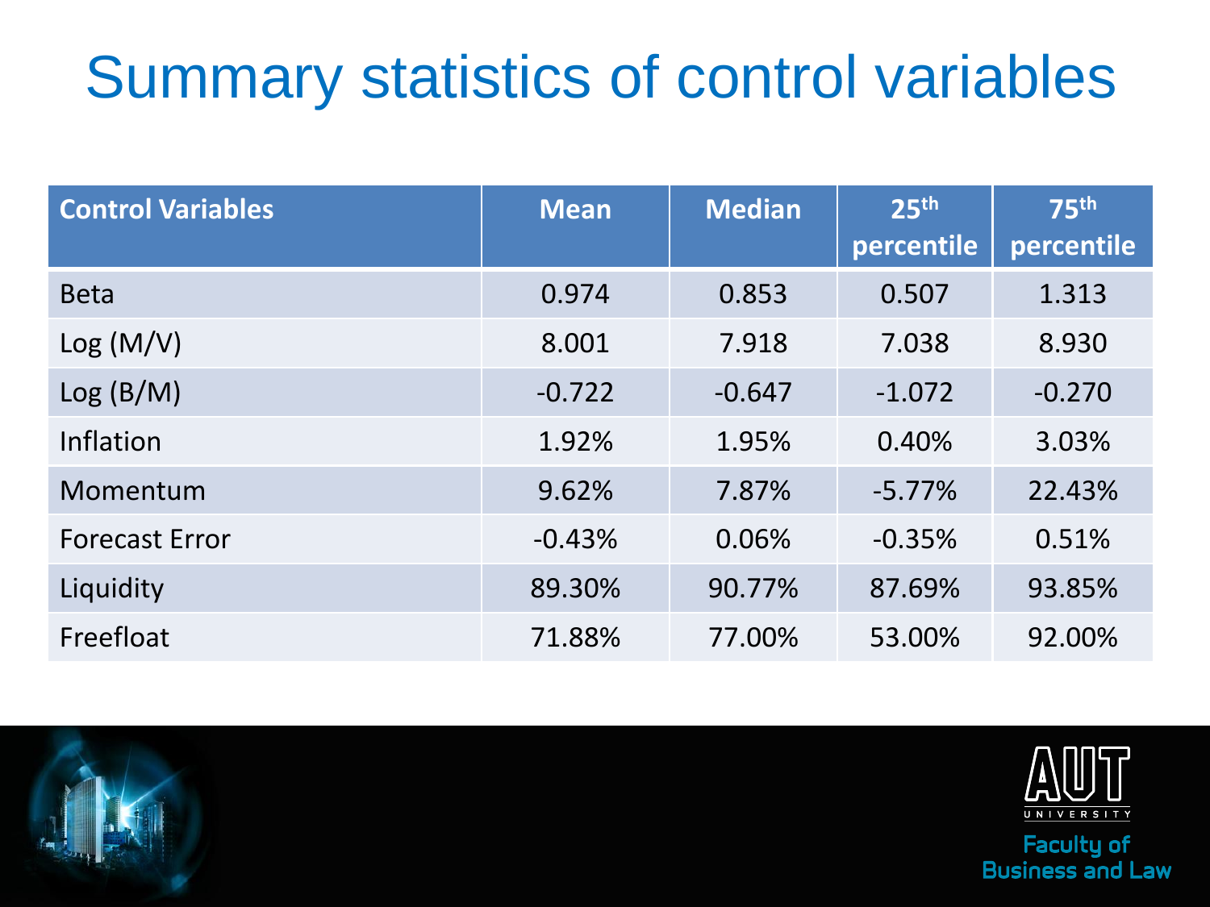# Summary statistics of control variables

| Control Variables | Mean | Median | 25th percentile | 75th percentile |
|---|---|---|---|---|
| Beta | 0.974 | 0.853 | 0.507 | 1.313 |
| Log (M/V) | 8.001 | 7.918 | 7.038 | 8.930 |
| Log (B/M) | -0.722 | -0.647 | -1.072 | -0.270 |
| Inflation | 1.92% | 1.95% | 0.40% | 3.03% |
| Momentum | 9.62% | 7.87% | -5.77% | 22.43% |
| Forecast Error | -0.43% | 0.06% | -0.35% | 0.51% |
| Liquidity | 89.30% | 90.77% | 87.69% | 93.85% |
| Freefloat | 71.88% | 77.00% | 53.00% | 92.00% |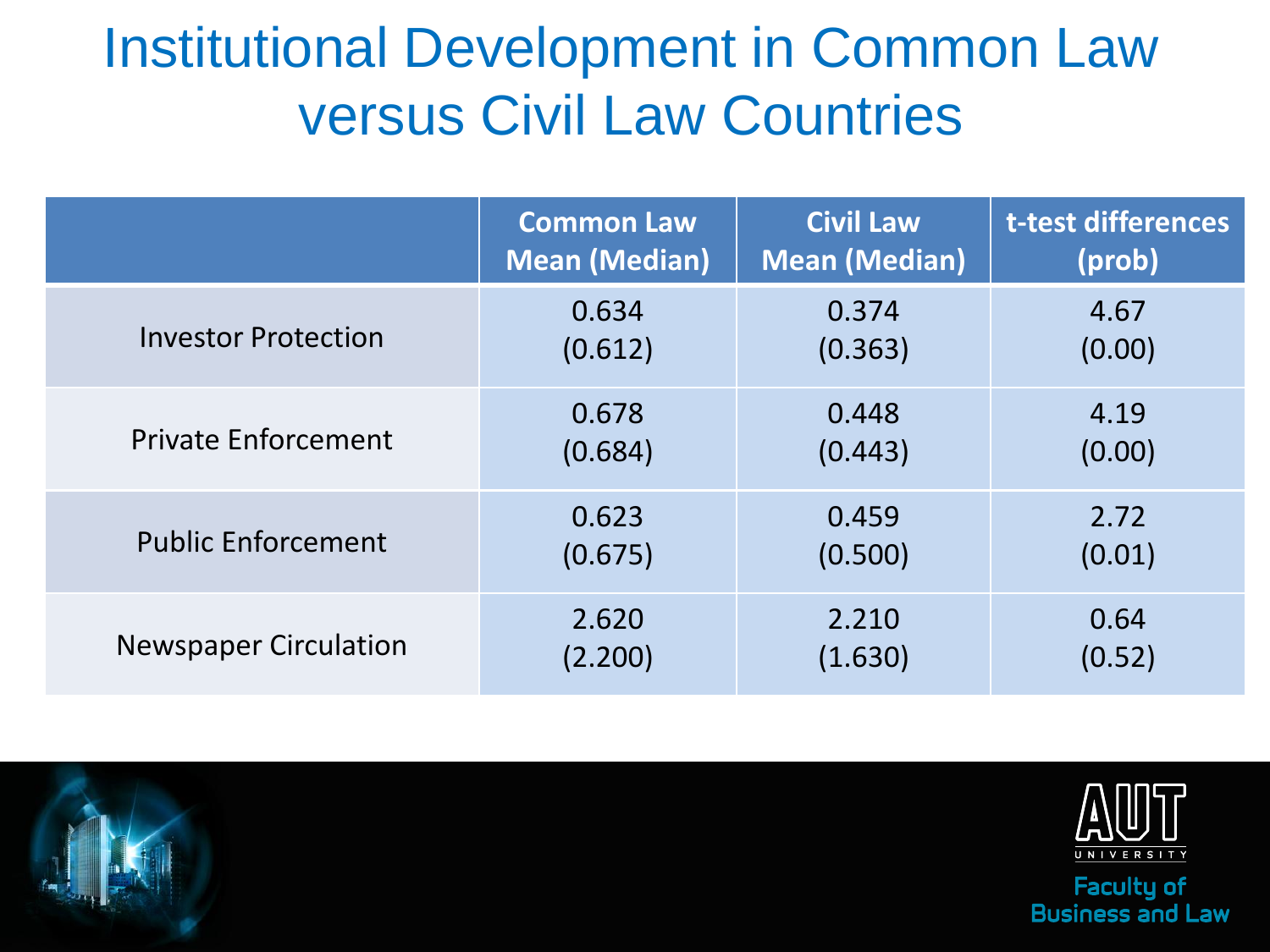# Institutional Development in Common Law versus Civil Law Countries

| | Common Law Mean (Median) | Civil Law Mean (Median) | t-test differences (prob) |
|---|---|---|---|
| Investor Protection | 0.634 (0.612) | 0.374 (0.363) | 4.67 (0.00) |
| Private Enforcement | 0.678 (0.684) | 0.448 (0.443) | 4.19 (0.00) |
| Public Enforcement | 0.623 (0.675) | 0.459 (0.500) | 2.72 (0.01) |
| Newspaper Circulation | 2.620 (2.200) | 2.210 (1.630) | 0.64 (0.52) |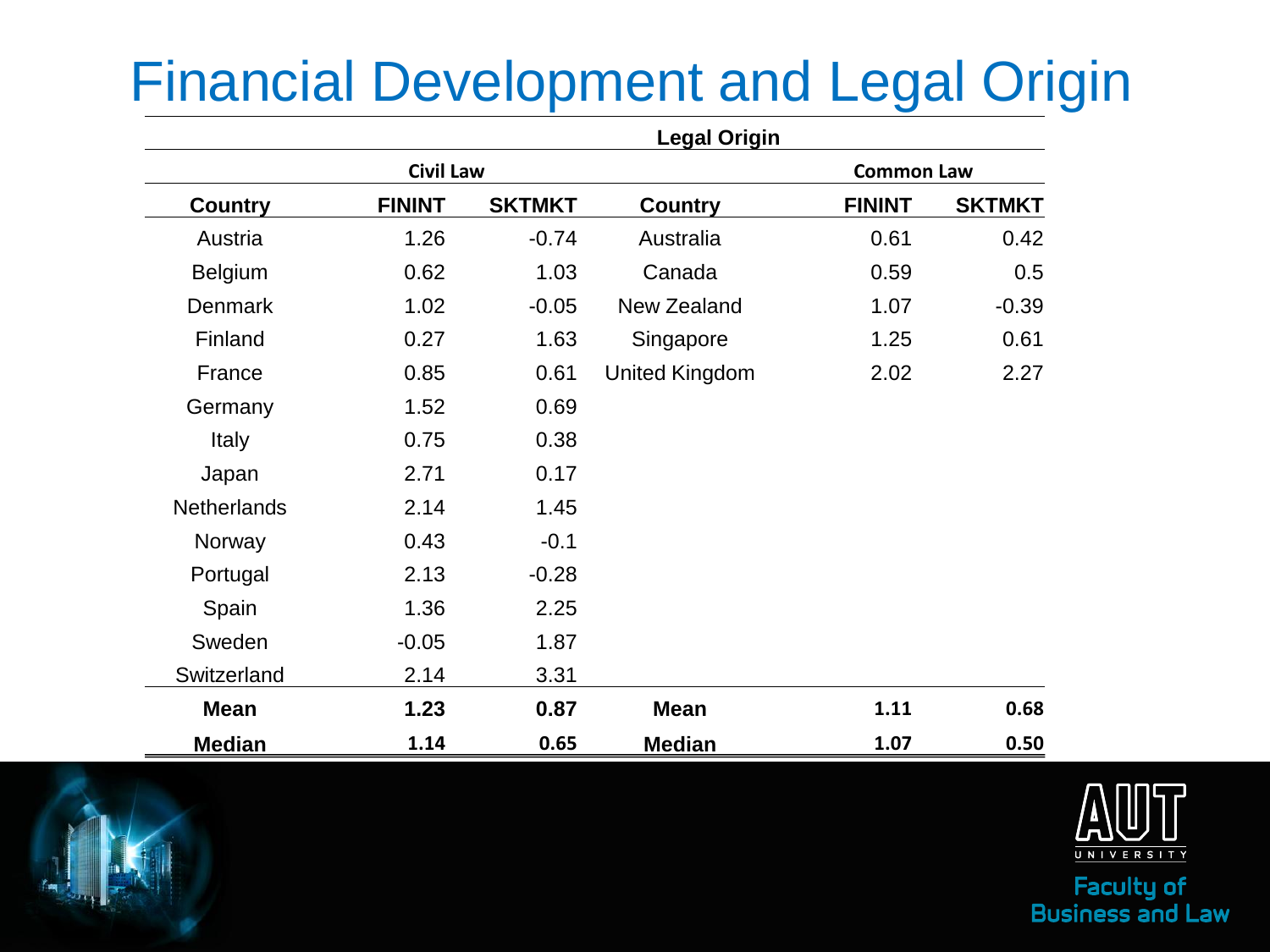# Financial Development and Legal Origin

| Legal Origin | | | | | |
|---|---|---|---|---|---|
| Civil Law | | | Common Law | | |
| Country | FININT | SKTMKT | Country | FININT | SKTMKT |
| Austria | 1.26 | -0.74 | Australia | 0.61 | 0.42 |
| Belgium | 0.62 | 1.03 | Canada | 0.59 | 0.5 |
| Denmark | 1.02 | -0.05 | New Zealand | 1.07 | -0.39 |
| Finland | 0.27 | 1.63 | Singapore | 1.25 | 0.61 |
| France | 0.85 | 0.61 | United Kingdom | 2.02 | 2.27 |
| Germany | 1.52 | 0.69 | | | |
| Italy | 0.75 | 0.38 | | | |
| Japan | 2.71 | 0.17 | | | |
| Netherlands | 2.14 | 1.45 | | | |
| Norway | 0.43 | -0.1 | | | |
| Portugal | 2.13 | -0.28 | | | |
| Spain | 1.36 | 2.25 | | | |
| Sweden | -0.05 | 1.87 | | | |
| Switzerland | 2.14 | 3.31 | | | |
| **Mean** | **1.23** | **0.87** | **Mean** | **1.11** | **0.68** |
| **Median** | **1.14** | **0.65** | **Median** | **1.07** | **0.50** |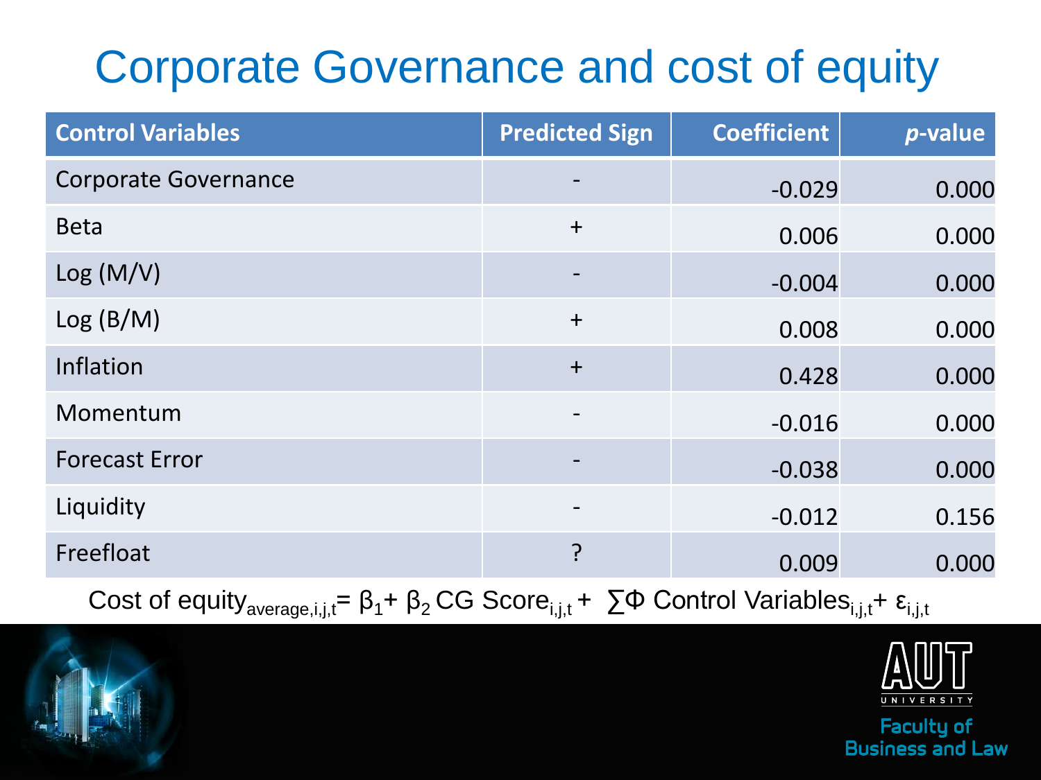# Corporate Governance and cost of equity

| Control Variables | Predicted Sign | Coefficient | *p*-value |
|---|---|---|---|
| Corporate Governance | - | -0.029 | 0.000 |
| Beta | + | 0.006 | 0.000 |
| Log (M/V) | - | -0.004 | 0.000 |
| Log (B/M) | + | 0.008 | 0.000 |
| Inflation | + | 0.428 | 0.000 |
| Momentum | - | -0.016 | 0.000 |
| Forecast Error | - | -0.038 | 0.000 |
| Liquidity | - | -0.012 | 0.156 |
| Freefloat | ? | 0.009 | 0.000 |

$$\text{Cost of equity}_{average,i,j,t} = \beta_1 + \beta_2 \, \text{CG Score}_{i,j,t} + \sum \Phi \, \text{Control Variables}_{i,j,t} + \varepsilon_{i,j,t}$$

AUT UNIVERSITY

Faculty of Business and Law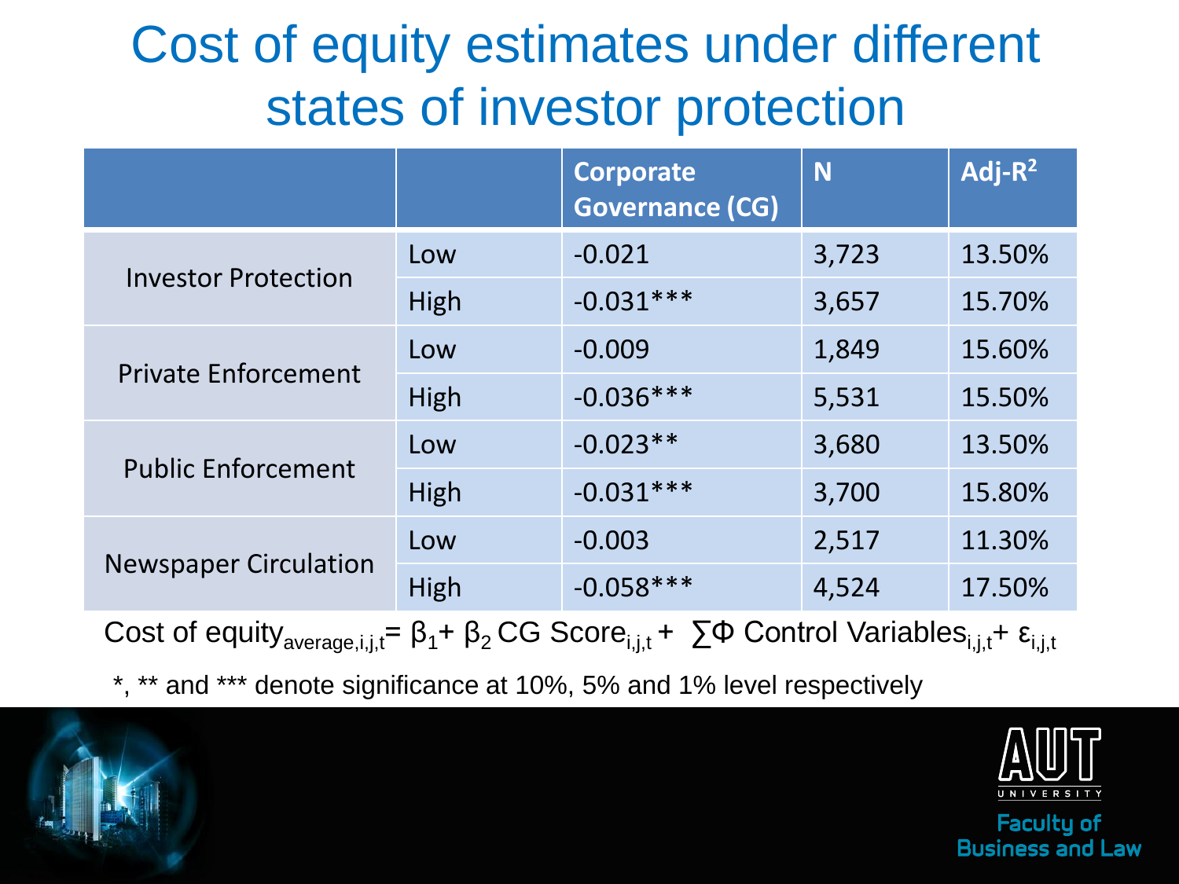# Cost of equity estimates under different states of investor protection

| | | Corporate Governance (CG) | N | Adj-$R^2$ |
|---|---|---|---|---|
| Investor Protection | Low | -0.021 | 3,723 | 13.50% |
| | High | -0.031*** | 3,657 | 15.70% |
| Private Enforcement | Low | -0.009 | 1,849 | 15.60% |
| | High | -0.036*** | 5,531 | 15.50% |
| Public Enforcement | Low | -0.023** | 3,680 | 13.50% |
| | High | -0.031*** | 3,700 | 15.80% |
| Newspaper Circulation | Low | -0.003 | 2,517 | 11.30% |
| | High | -0.058*** | 4,524 | 17.50% |

$$\text{Cost of equity}_{average,i,j,t} = \beta_1 + \beta_2\,\text{CG Score}_{i,j,t} + \sum \Phi\ \text{Control Variables}_{i,j,t} + \varepsilon_{i,j,t}$$

*, ** and *** denote significance at 10%, 5% and 1% level respectively

AUT UNIVERSITY

Faculty of Business and Law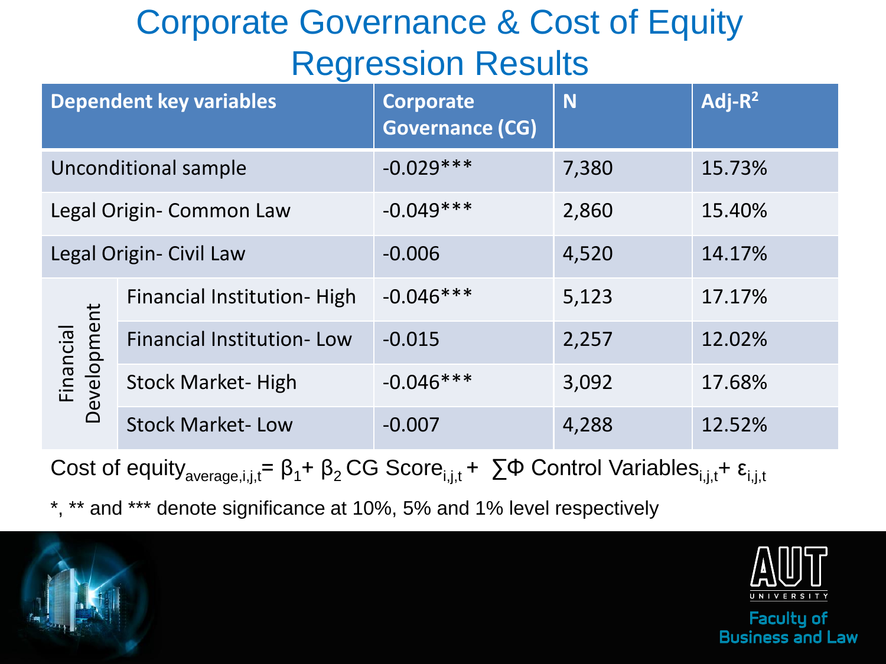# Corporate Governance & Cost of Equity Regression Results

| Dependent key variables | | Corporate Governance (CG) | N | Adj-$R^2$ |
|---|---|---|---|---|
| Unconditional sample | | -0.029*** | 7,380 | 15.73% |
| Legal Origin- Common Law | | -0.049*** | 2,860 | 15.40% |
| Legal Origin- Civil Law | | -0.006 | 4,520 | 14.17% |
| Financial Development | Financial Institution- High | -0.046*** | 5,123 | 17.17% |
| | Financial Institution- Low | -0.015 | 2,257 | 12.02% |
| | Stock Market- High | -0.046*** | 3,092 | 17.68% |
| | Stock Market- Low | -0.007 | 4,288 | 12.52% |

$$\text{Cost of equity}_{average,i,j,t} = \beta_1 + \beta_2 \, \text{CG Score}_{i,j,t} + \sum \Phi \, \text{Control Variables}_{i,j,t} + \varepsilon_{i,j,t}$$

*, ** and *** denote significance at 10%, 5% and 1% level respectively

AUT UNIVERSITY

Faculty of Business and Law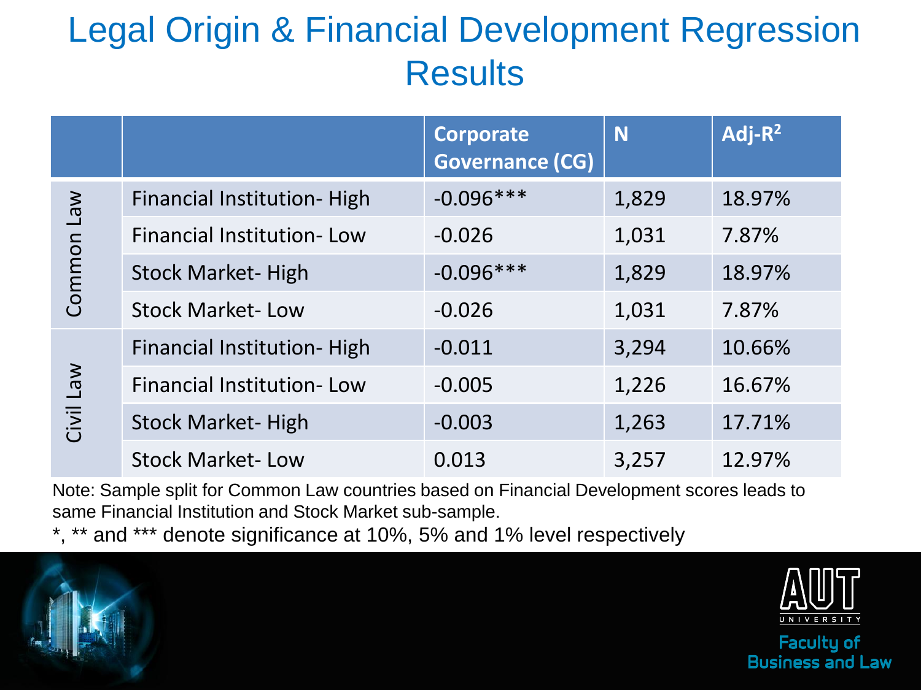# Legal Origin & Financial Development Regression Results

| | | Corporate Governance (CG) | N | Adj-$R^2$ |
|---|---|---|---|---|
| Common Law | Financial Institution- High | -0.096*** | 1,829 | 18.97% |
| | Financial Institution- Low | -0.026 | 1,031 | 7.87% |
| | Stock Market- High | -0.096*** | 1,829 | 18.97% |
| | Stock Market- Low | -0.026 | 1,031 | 7.87% |
| Civil Law | Financial Institution- High | -0.011 | 3,294 | 10.66% |
| | Financial Institution- Low | -0.005 | 1,226 | 16.67% |
| | Stock Market- High | -0.003 | 1,263 | 17.71% |
| | Stock Market- Low | 0.013 | 3,257 | 12.97% |

Note: Sample split for Common Law countries based on Financial Development scores leads to same Financial Institution and Stock Market sub-sample.

*, ** and *** denote significance at 10%, 5% and 1% level respectively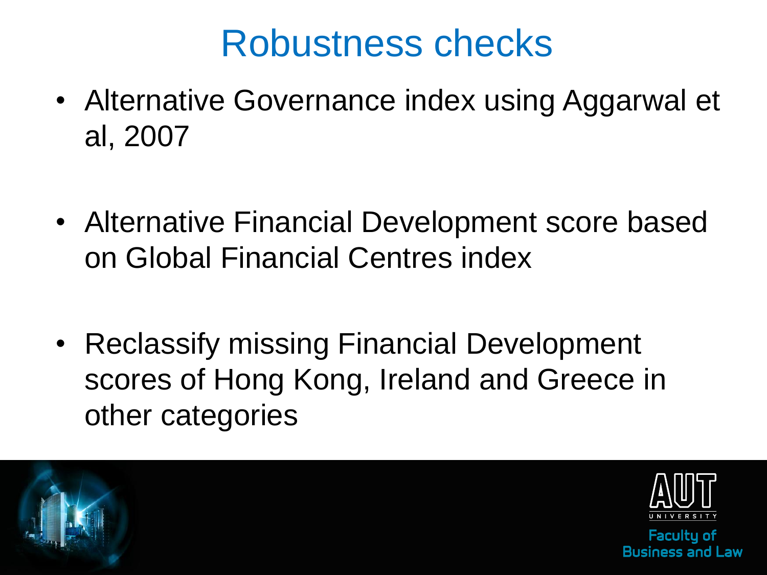# Robustness checks

- Alternative Governance index using Aggarwal et al, 2007

- Alternative Financial Development score based on Global Financial Centres index

- Reclassify missing Financial Development scores of Hong Kong, Ireland and Greece in other categories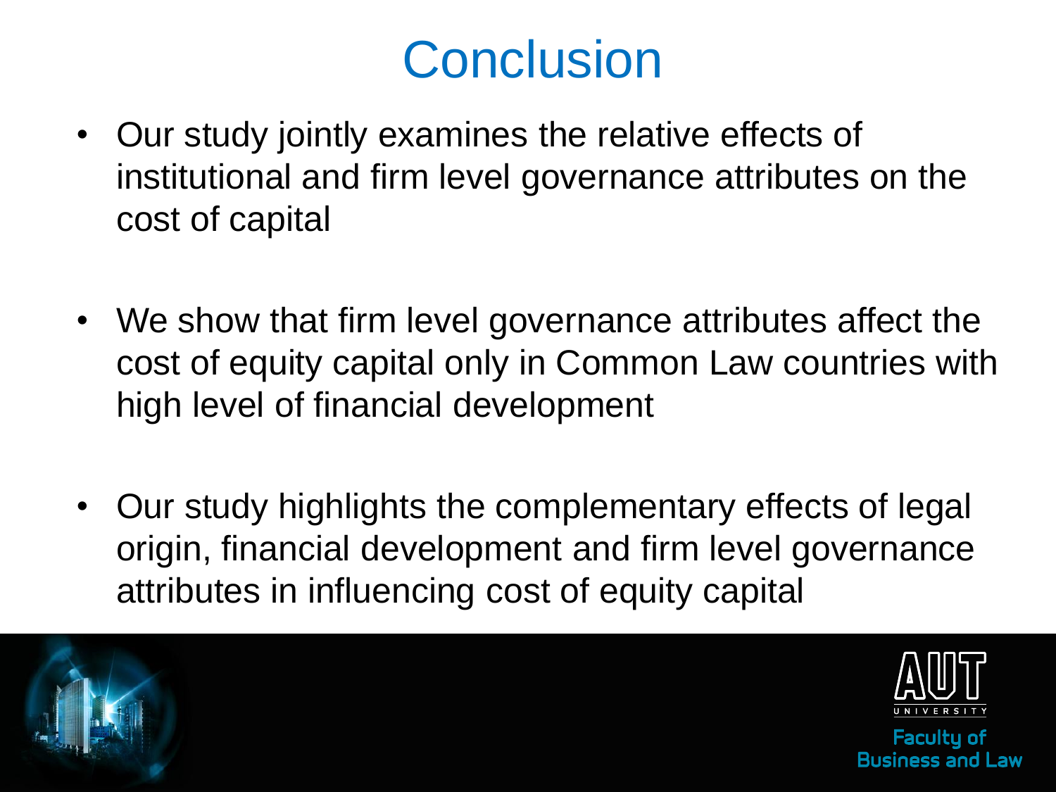# Conclusion

- Our study jointly examines the relative effects of institutional and firm level governance attributes on the cost of capital
- We show that firm level governance attributes affect the cost of equity capital only in Common Law countries with high level of financial development
- Our study highlights the complementary effects of legal origin, financial development and firm level governance attributes in influencing cost of equity capital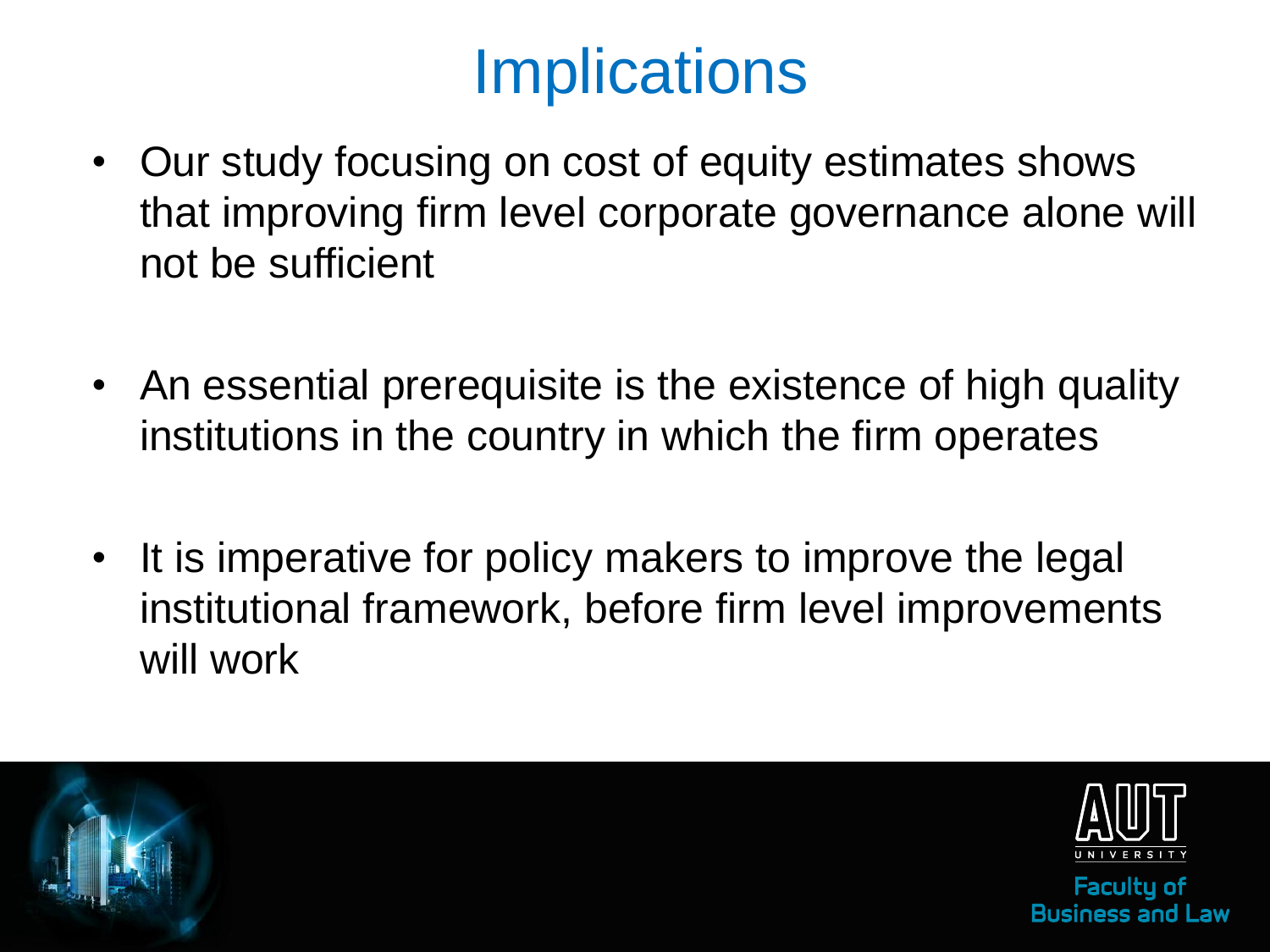# Implications

- Our study focusing on cost of equity estimates shows that improving firm level corporate governance alone will not be sufficient
- An essential prerequisite is the existence of high quality institutions in the country in which the firm operates
- It is imperative for policy makers to improve the legal institutional framework, before firm level improvements will work